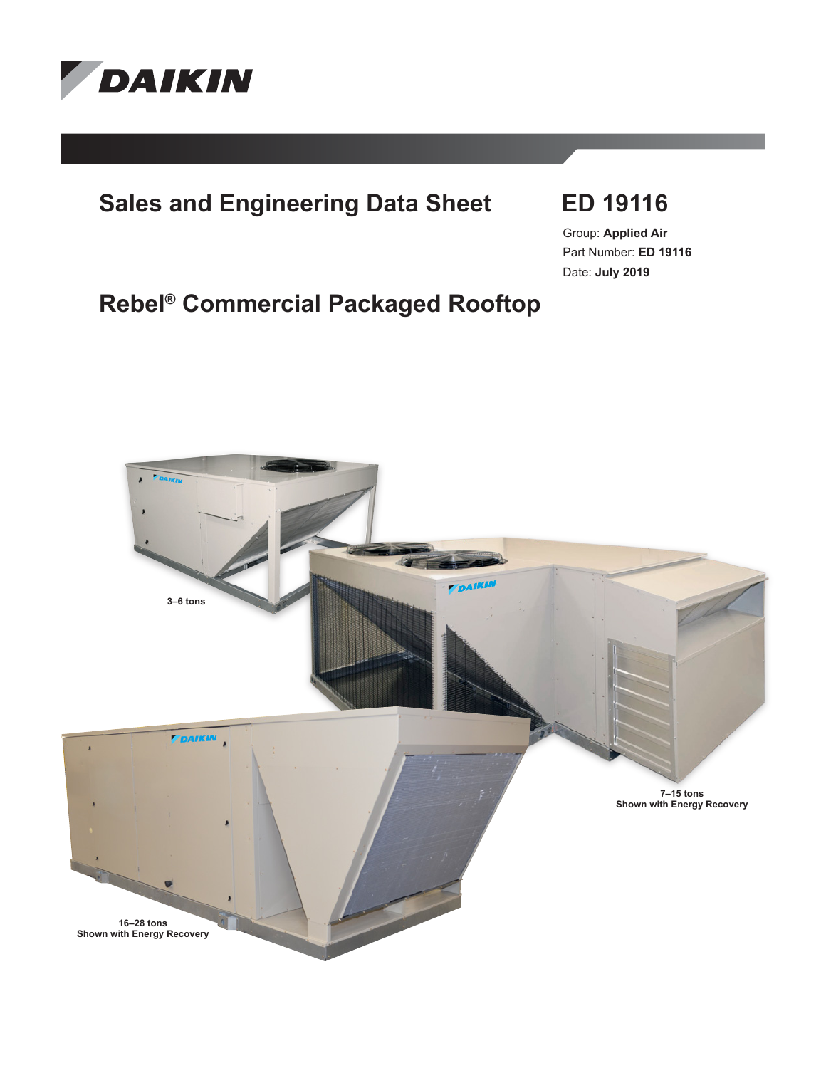# Sales and Engineering Data Sheet

## ED 19116

Group: **Applied Air**
Part Number: **ED 19116**
Date: **July 2019**

# Rebel® Commercial Packaged Rooftop

**3–6 tons**

**7–15 tons**
**Shown with Energy Recovery**

**16–28 tons**
**Shown with Energy Recovery**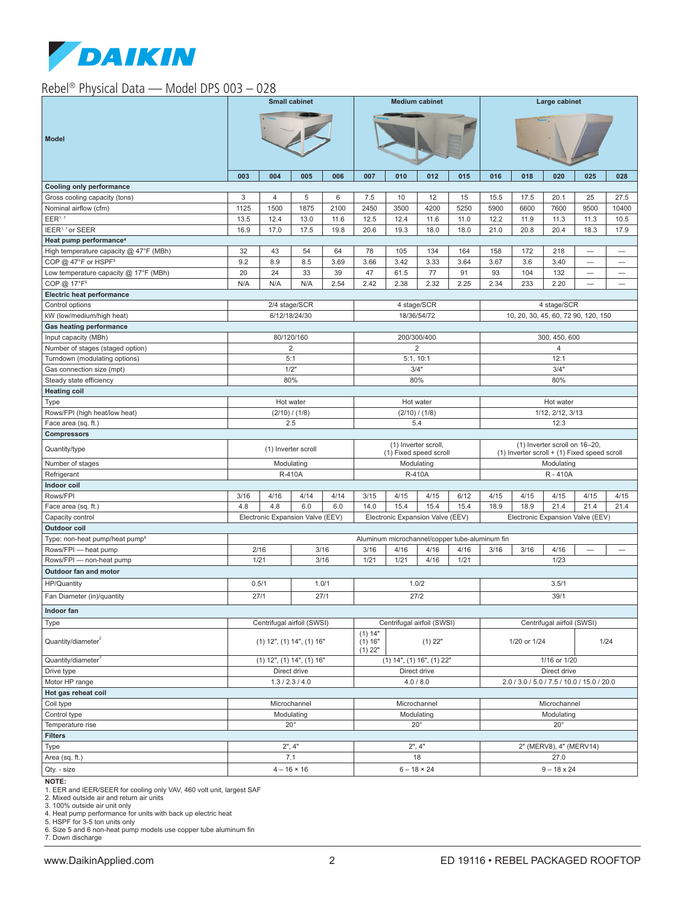# Rebel® Physical Data — Model DPS 003 – 028

| Model | Small cabinet | | | | Medium cabinet | | | | Large cabinet | | | | |
|---|---|---|---|---|---|---|---|---|---|---|---|---|---|
| | 003 | 004 | 005 | 006 | 007 | 010 | 012 | 015 | 016 | 018 | 020 | 025 | 028 |
| **Cooling only performance** | | | | | | | | | | | | | |
| Gross cooling capacity (tons) | 3 | 4 | 5 | 6 | 7.5 | 10 | 12 | 15 | 15.5 | 17.5 | 20.1 | 25 | 27.5 |
| Nominal airflow (cfm) | 1125 | 1500 | 1875 | 2100 | 2450 | 3500 | 4200 | 5250 | 5900 | 6600 | 7600 | 9500 | 10400 |
| EER[1, 7] | 13.5 | 12.4 | 13.0 | 11.6 | 12.5 | 12.4 | 11.6 | 11.0 | 12.2 | 11.9 | 11.3 | 11.3 | 10.5 |
| IEER[1, 7] or SEER | 16.9 | 17.0 | 17.5 | 19.8 | 20.6 | 19.3 | 18.0 | 18.0 | 21.0 | 20.8 | 20.4 | 18.3 | 17.9 |
| **Heat pump performance[4]** | | | | | | | | | | | | | |
| High temperature capacity @ 47°F (MBh) | 32 | 43 | 54 | 64 | 78 | 105 | 134 | 164 | 158 | 172 | 218 | — | — |
| COP @ 47°F or HSPF[5] | 9.2 | 8.9 | 8.5 | 3.69 | 3.66 | 3.42 | 3.33 | 3.64 | 3.67 | 3.6 | 3.40 | — | — |
| Low temperature capacity @ 17°F (MBh) | 20 | 24 | 33 | 39 | 47 | 61.5 | 77 | 91 | 93 | 104 | 132 | — | — |
| COP @ 17°F[5] | N/A | N/A | N/A | 2.54 | 2.42 | 2.38 | 2.32 | 2.25 | 2.34 | 233 | 2.20 | — | — |
| **Electric heat performance** | | | | | | | | | | | | | |
| Control options | 2/4 stage/SCR | | | | 4 stage/SCR | | | | 4 stage/SCR | | | | |
| kW (low/medium/high heat) | 6/12/18/24/30 | | | | 18/36/54/72 | | | | 10, 20, 30, 45, 60, 72 90, 120, 150 | | | | |
| **Gas heating performance** | | | | | | | | | | | | | |
| Input capacity (MBh) | 80/120/160 | | | | 200/300/400 | | | | 300, 450, 600 | | | | |
| Number of stages (staged option) | 2 | | | | 2 | | | | 4 | | | | |
| Turndown (modulating options) | 5:1 | | | | 5:1, 10:1 | | | | 12:1 | | | | |
| Gas connection size (mpt) | 1/2" | | | | 3/4" | | | | 3/4" | | | | |
| Steady state efficiency | 80% | | | | 80% | | | | 80% | | | | |
| **Heating coil** | | | | | | | | | | | | | |
| Type | Hot water | | | | Hot water | | | | Hot water | | | | |
| Rows/FPI (high heat/low heat) | (2/10) / (1/8) | | | | (2/10) / (1/8) | | | | 1/12, 2/12, 3/13 | | | | |
| Face area (sq. ft.) | 2.5 | | | | 5.4 | | | | 12.3 | | | | |
| **Compressors** | | | | | | | | | | | | | |
| Quantity/type | (1) Inverter scroll | | | | (1) Inverter scroll, (1) Fixed speed scroll | | | | (1) Inverter scroll on 16–20, (1) Inverter scroll + (1) Fixed speed scroll | | | | |
| Number of stages | Modulating | | | | Modulating | | | | Modulating | | | | |
| Refrigerant | R-410A | | | | R-410A | | | | R - 410A | | | | |
| **Indoor coil** | | | | | | | | | | | | | |
| Rows/FPI | 3/16 | 4/16 | 4/14 | 4/14 | 3/15 | 4/15 | 4/15 | 6/12 | 4/15 | 4/15 | 4/15 | 4/15 | 4/15 |
| Face area (sq. ft.) | 4.8 | 4.8 | 6.0 | 6.0 | 14.0 | 15.4 | 15.4 | 15.4 | 18.9 | 18.9 | 21.4 | 21.4 | 21.4 |
| Capacity control | Electronic Expansion Valve (EEV) | | | | Electronic Expansion Valve (EEV) | | | | Electronic Expansion Valve (EEV) | | | | |
| **Outdoor coil** | | | | | | | | | | | | | |
| Type: non-heat pump/heat pump[6] | Aluminum microchannel/copper tube-aluminum fin | | | | | | | | | | | | |
| Rows/FPI — heat pump | 2/16 | | 3/16 | | 3/16 | 4/16 | 4/16 | 4/16 | 3/16 | 3/16 | 4/16 | — | — |
| Rows/FPI — non-heat pump | 1/21 | | 3/16 | | 1/21 | 1/21 | 4/16 | 1/21 | 1/23 | | | | |
| **Outdoor fan and motor** | | | | | | | | | | | | | |
| HP/Quantity | 0.5/1 | | 1.0/1 | | 1.0/2 | | | | 3.5/1 | | | | |
| Fan Diameter (in)/quantity | 27/1 | | 27/1 | | 27/2 | | | | 39/1 | | | | |
| **Indoor fan** | | | | | | | | | | | | | |
| Type | Centrifugal airfoil (SWSI) | | | | Centrifugal airfoil (SWSI) | | | | Centrifugal airfoil (SWSI) | | | | |
| Quantity/diameter[2] | (1) 12", (1) 14", (1) 16" | | | | (1) 14" (1) 16" (1) 22" | (1) 22" | | | 1/20 or 1/24 | | | 1/24 | |
| Quantity/diameter[3] | (1) 12", (1) 14", (1) 16" | | | | (1) 14", (1) 16", (1) 22" | | | | 1/16 or 1/20 | | | | |
| Drive type | Direct drive | | | | Direct drive | | | | Direct drive | | | | |
| Motor HP range | 1.3 / 2.3 / 4.0 | | | | 4.0 / 8.0 | | | | 2.0 / 3.0 / 5.0 / 7.5 / 10.0 / 15.0 / 20.0 | | | | |
| **Hot gas reheat coil** | | | | | | | | | | | | | |
| Coil type | Microchannel | | | | Microchannel | | | | Microchannel | | | | |
| Control type | Modulating | | | | Modulating | | | | Modulating | | | | |
| Temperature rise | 20° | | | | 20° | | | | 20° | | | | |
| **Filters** | | | | | | | | | | | | | |
| Type | 2", 4" | | | | 2", 4" | | | | 2" (MERV8), 4" (MERV14) | | | | |
| Area (sq. ft.) | 7.1 | | | | 18 | | | | 27.0 | | | | |
| Qty. - size | 4 – 16 × 16 | | | | 6 – 18 × 24 | | | | 9 – 18 x 24 | | | | |

**NOTE:**
1. EER and IEER/SEER for cooling only VAV, 460 volt unit, largest SAF
2. Mixed outside air and return air units
3. 100% outside air unit only
4. Heat pump performance for units with back up electric heat
5. HSPF for 3-5 ton units only
6. Size 5 and 6 non-heat pump models use copper tube aluminum fin
7. Down discharge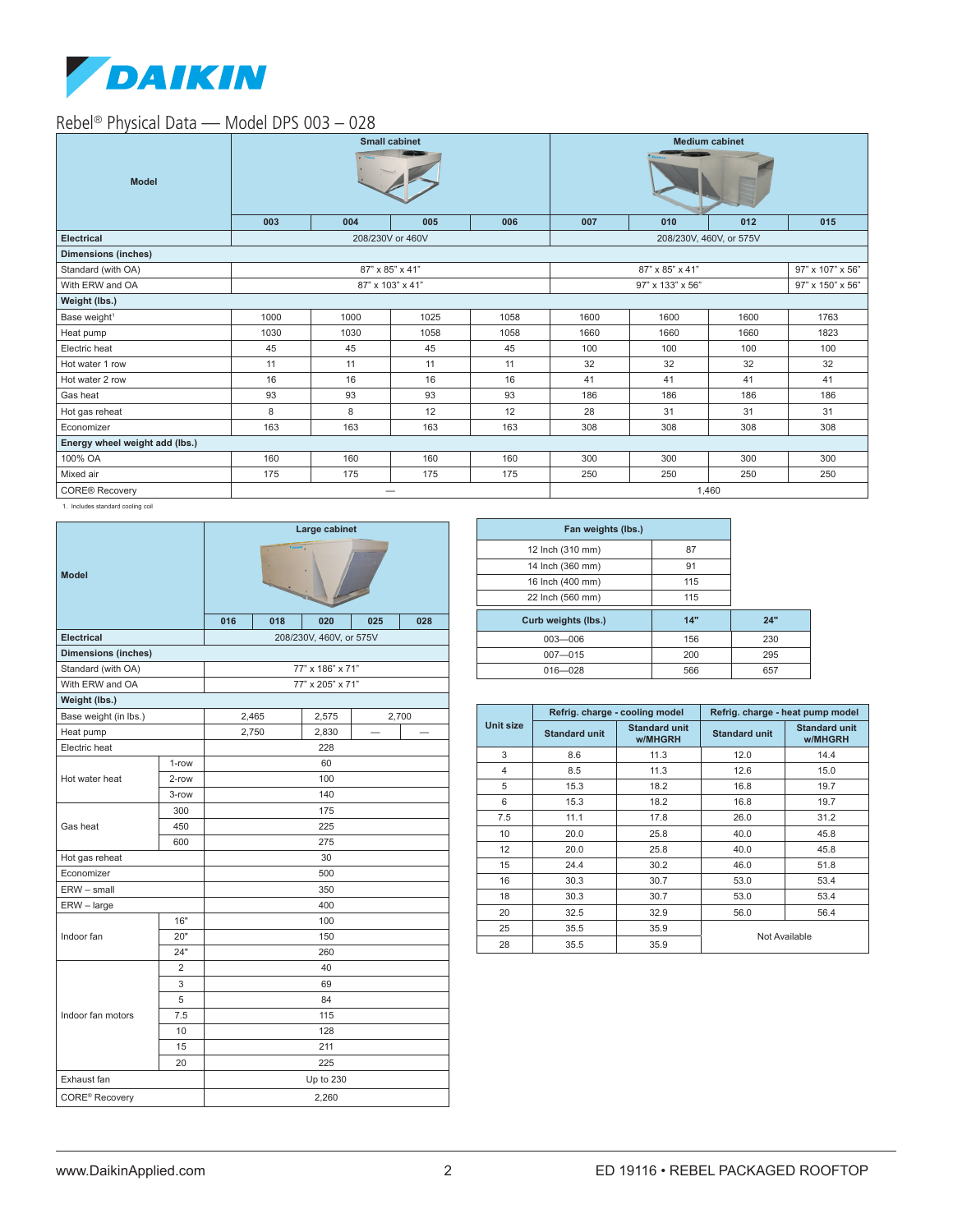Rebel® Physical Data — Model DPS 003 – 028

| Model | Small cabinet | | | | Medium cabinet | | | |
|---|---|---|---|---|---|---|---|---|
| | 003 | 004 | 005 | 006 | 007 | 010 | 012 | 015 |
| **Electrical** | 208/230V or 460V | | | | 208/230V, 460V, or 575V | | | |
| **Dimensions (inches)** | | | | | | | | |
| Standard (with OA) | 87" x 85" x 41" | | | | 87" x 85" x 41" | | | 97" x 107" x 56" |
| With ERW and OA | 87" x 103" x 41" | | | | 97" x 133" x 56" | | | 97" x 150" x 56" |
| **Weight (lbs.)** | | | | | | | | |
| Base weight[1] | 1000 | 1000 | 1025 | 1058 | 1600 | 1600 | 1600 | 1763 |
| Heat pump | 1030 | 1030 | 1058 | 1058 | 1660 | 1660 | 1660 | 1823 |
| Electric heat | 45 | 45 | 45 | 45 | 100 | 100 | 100 | 100 |
| Hot water 1 row | 11 | 11 | 11 | 11 | 32 | 32 | 32 | 32 |
| Hot water 2 row | 16 | 16 | 16 | 16 | 41 | 41 | 41 | 41 |
| Gas heat | 93 | 93 | 93 | 93 | 186 | 186 | 186 | 186 |
| Hot gas reheat | 8 | 8 | 12 | 12 | 28 | 31 | 31 | 31 |
| Economizer | 163 | 163 | 163 | 163 | 308 | 308 | 308 | 308 |
| **Energy wheel weight add (lbs.)** | | | | | | | | |
| 100% OA | 160 | 160 | 160 | 160 | 300 | 300 | 300 | 300 |
| Mixed air | 175 | 175 | 175 | 175 | 250 | 250 | 250 | 250 |
| CORE® Recovery | — | | | | 1,460 | | | |

1. Includes standard cooling coil

| Model | | Large cabinet | | | | |
|---|---|---|---|---|---|---|
| | | 016 | 018 | 020 | 025 | 028 |
| **Electrical** | | 208/230V, 460V, or 575V | | | | |
| **Dimensions (inches)** | | | | | | |
| Standard (with OA) | | 77" x 186" x 71" | | | | |
| With ERW and OA | | 77" x 205" x 71" | | | | |
| **Weight (lbs.)** | | | | | | |
| Base weight (in lbs.) | | 2,465 | | 2,575 | 2,700 | |
| Heat pump | | 2,750 | | 2,830 | — | — |
| Electric heat | | 228 | | | | |
| Hot water heat | 1-row | 60 | | | | |
| | 2-row | 100 | | | | |
| | 3-row | 140 | | | | |
| Gas heat | 300 | 175 | | | | |
| | 450 | 225 | | | | |
| | 600 | 275 | | | | |
| Hot gas reheat | | 30 | | | | |
| Economizer | | 500 | | | | |
| ERW – small | | 350 | | | | |
| ERW – large | | 400 | | | | |
| Indoor fan | 16" | 100 | | | | |
| | 20" | 150 | | | | |
| | 24" | 260 | | | | |
| Indoor fan motors | 2 | 40 | | | | |
| | 3 | 69 | | | | |
| | 5 | 84 | | | | |
| | 7.5 | 115 | | | | |
| | 10 | 128 | | | | |
| | 15 | 211 | | | | |
| | 20 | 225 | | | | |
| Exhaust fan | | Up to 230 | | | | |
| CORE® Recovery | | 2,260 | | | | |

| Fan weights (lbs.) | |
|---|---|
| 12 Inch (310 mm) | 87 |
| 14 Inch (360 mm) | 91 |
| 16 Inch (400 mm) | 115 |
| 22 Inch (560 mm) | 115 |

| Curb weights (lbs.) | 14" | 24" |
|---|---|---|
| 003—006 | 156 | 230 |
| 007—015 | 200 | 295 |
| 016—028 | 566 | 657 |

| Unit size | Refrig. charge - cooling model | | Refrig. charge - heat pump model | |
|---|---|---|---|---|
| | Standard unit | Standard unit w/MHGRH | Standard unit | Standard unit w/MHGRH |
| 3 | 8.6 | 11.3 | 12.0 | 14.4 |
| 4 | 8.5 | 11.3 | 12.6 | 15.0 |
| 5 | 15.3 | 18.2 | 16.8 | 19.7 |
| 6 | 15.3 | 18.2 | 16.8 | 19.7 |
| 7.5 | 11.1 | 17.8 | 26.0 | 31.2 |
| 10 | 20.0 | 25.8 | 40.0 | 45.8 |
| 12 | 20.0 | 25.8 | 40.0 | 45.8 |
| 15 | 24.4 | 30.2 | 46.0 | 51.8 |
| 16 | 30.3 | 30.7 | 53.0 | 53.4 |
| 18 | 30.3 | 30.7 | 53.0 | 53.4 |
| 20 | 32.5 | 32.9 | 56.0 | 56.4 |
| 25 | 35.5 | 35.9 | Not Available | |
| 28 | 35.5 | 35.9 | | |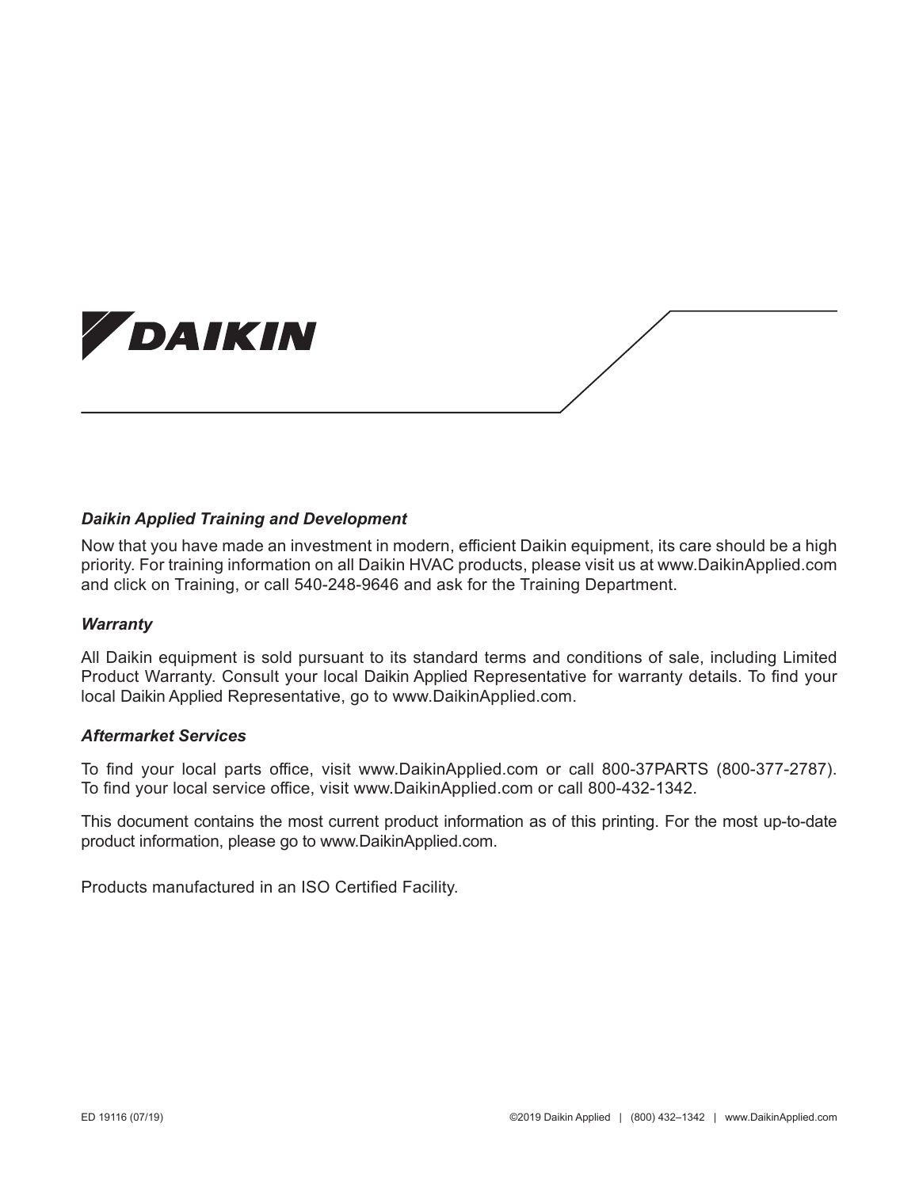DAIKIN

***Daikin Applied Training and Development***

Now that you have made an investment in modern, efficient Daikin equipment, its care should be a high priority. For training information on all Daikin HVAC products, please visit us at www.DaikinApplied.com and click on Training, or call 540-248-9646 and ask for the Training Department.

***Warranty***

All Daikin equipment is sold pursuant to its standard terms and conditions of sale, including Limited Product Warranty. Consult your local Daikin Applied Representative for warranty details. To find your local Daikin Applied Representative, go to www.DaikinApplied.com.

***Aftermarket Services***

To find your local parts office, visit www.DaikinApplied.com or call 800-37PARTS (800-377-2787). To find your local service office, visit www.DaikinApplied.com or call 800-432-1342.

This document contains the most current product information as of this printing. For the most up-to-date product information, please go to www.DaikinApplied.com.

Products manufactured in an ISO Certified Facility.

ED 19116 (07/19)

©2019 Daikin Applied | (800) 432–1342 | www.DaikinApplied.com